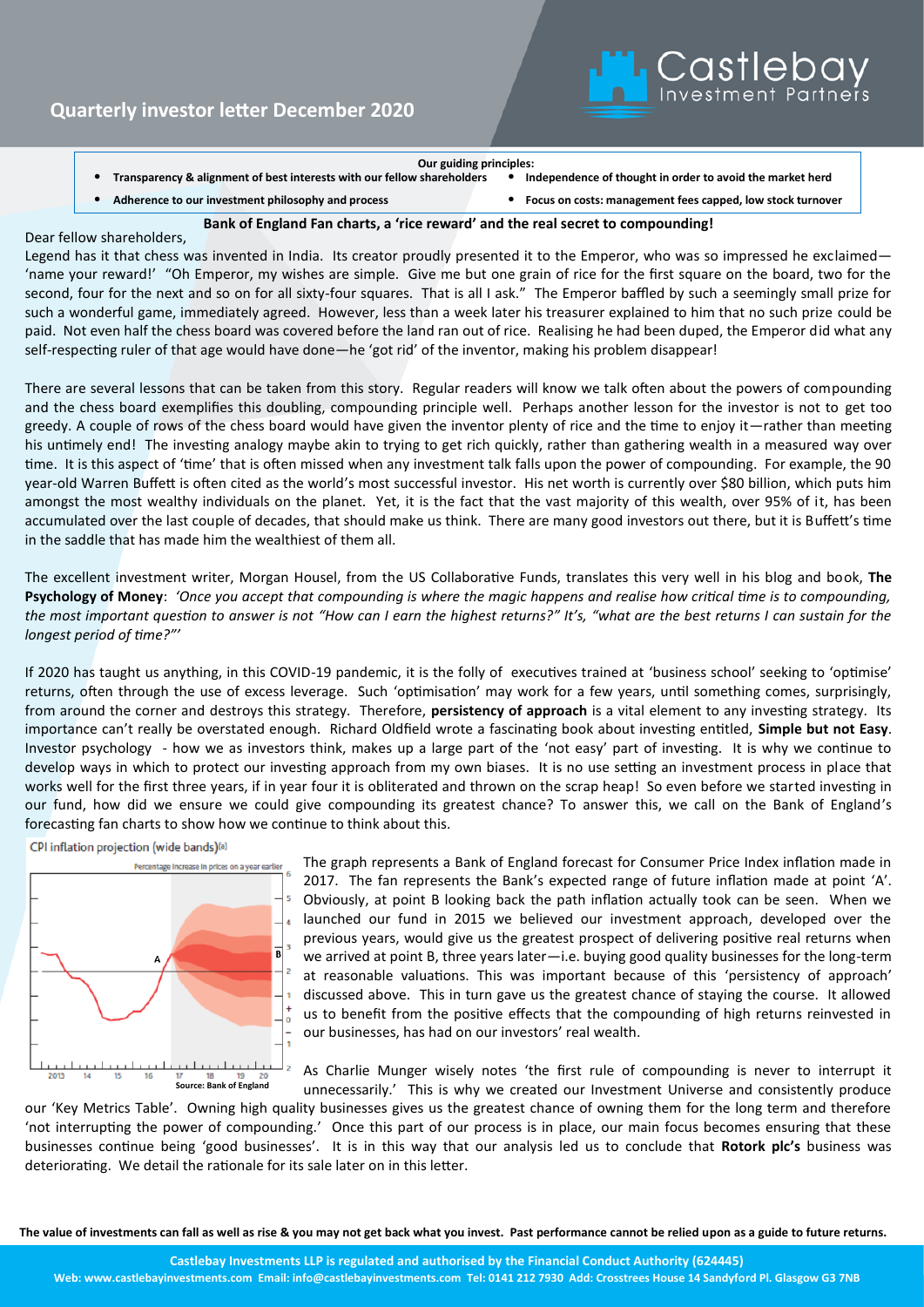# Quarterly investor letter December 2020

**Our guiding principles:**

- **Transparency & alignment of best interests with our fellow shareholders**
- **Independence of thought in order to avoid the market herd**
- **Adherence to our investment philosophy and process**
- **Focus on costs: management fees capped, low stock turnover**

## Bank of England Fan charts, a 'rice reward' and the real secret to compounding!

Dear fellow shareholders,

Legend has it that chess was invented in India. Its creator proudly presented it to the Emperor, who was so impressed he exclaimed—'name your reward!' "Oh Emperor, my wishes are simple. Give me but one grain of rice for the first square on the board, two for the second, four for the next and so on for all sixty-four squares. That is all I ask." The Emperor baffled by such a seemingly small prize for such a wonderful game, immediately agreed. However, less than a week later his treasurer explained to him that no such prize could be paid. Not even half the chess board was covered before the land ran out of rice. Realising he had been duped, the Emperor did what any self-respecting ruler of that age would have done—he 'got rid' of the inventor, making his problem disappear!

There are several lessons that can be taken from this story. Regular readers will know we talk often about the powers of compounding and the chess board exemplifies this doubling, compounding principle well. Perhaps another lesson for the investor is not to get too greedy. A couple of rows of the chess board would have given the inventor plenty of rice and the time to enjoy it—rather than meeting his untimely end! The investing analogy maybe akin to trying to get rich quickly, rather than gathering wealth in a measured way over time. It is this aspect of 'time' that is often missed when any investment talk falls upon the power of compounding. For example, the 90 year-old Warren Buffett is often cited as the world's most successful investor. His net worth is currently over $80 billion, which puts him amongst the most wealthy individuals on the planet. Yet, it is the fact that the vast majority of this wealth, over 95% of it, has been accumulated over the last couple of decades, that should make us think. There are many good investors out there, but it is Buffett's time in the saddle that has made him the wealthiest of them all.

The excellent investment writer, Morgan Housel, from the US Collaborative Funds, translates this very well in his blog and book, **The Psychology of Money**: *'Once you accept that compounding is where the magic happens and realise how critical time is to compounding, the most important question to answer is not "How can I earn the highest returns?" It's, "what are the best returns I can sustain for the longest period of time?"'*

If 2020 has taught us anything, in this COVID-19 pandemic, it is the folly of executives trained at 'business school' seeking to 'optimise' returns, often through the use of excess leverage. Such 'optimisation' may work for a few years, until something comes, surprisingly, from around the corner and destroys this strategy. Therefore, **persistency of approach** is a vital element to any investing strategy. Its importance can't really be overstated enough. Richard Oldfield wrote a fascinating book about investing entitled, **Simple but not Easy**. Investor psychology - how we as investors think, makes up a large part of the 'not easy' part of investing. It is why we continue to develop ways in which to protect our investing approach from my own biases. It is no use setting an investment process in place that works well for the first three years, if in year four it is obliterated and thrown on the scrap heap! So even before we started investing in our fund, how did we ensure we could give compounding its greatest chance? To answer this, we call on the Bank of England's forecasting fan charts to show how we continue to think about this.

CPI inflation projection (wide bands)[a]

Source: Bank of England

The graph represents a Bank of England forecast for Consumer Price Index inflation made in 2017. The fan represents the Bank's expected range of future inflation made at point 'A'. Obviously, at point B looking back the path inflation actually took can be seen. When we launched our fund in 2015 we believed our investment approach, developed over the previous years, would give us the greatest prospect of delivering positive real returns when we arrived at point B, three years later—i.e. buying good quality businesses for the long-term at reasonable valuations. This was important because of this 'persistency of approach' discussed above. This in turn gave us the greatest chance of staying the course. It allowed us to benefit from the positive effects that the compounding of high returns reinvested in our businesses, has had on our investors' real wealth.

As Charlie Munger wisely notes 'the first rule of compounding is never to interrupt it unnecessarily.' This is why we created our Investment Universe and consistently produce our 'Key Metrics Table'. Owning high quality businesses gives us the greatest chance of owning them for the long term and therefore 'not interrupting the power of compounding.' Once this part of our process is in place, our main focus becomes ensuring that these businesses continue being 'good businesses'. It is in this way that our analysis led us to conclude that **Rotork plc's** business was deteriorating. We detail the rationale for its sale later on in this letter.

**The value of investments can fall as well as rise & you may not get back what you invest. Past performance cannot be relied upon as a guide to future returns.**

**Castlebay Investments LLP is regulated and authorised by the Financial Conduct Authority (624445)**
**Web: www.castlebayinvestments.com Email: info@castlebayinvestments.com Tel: 0141 212 7930 Add: Crosstrees House 14 Sandyford Pl. Glasgow G3 7NB**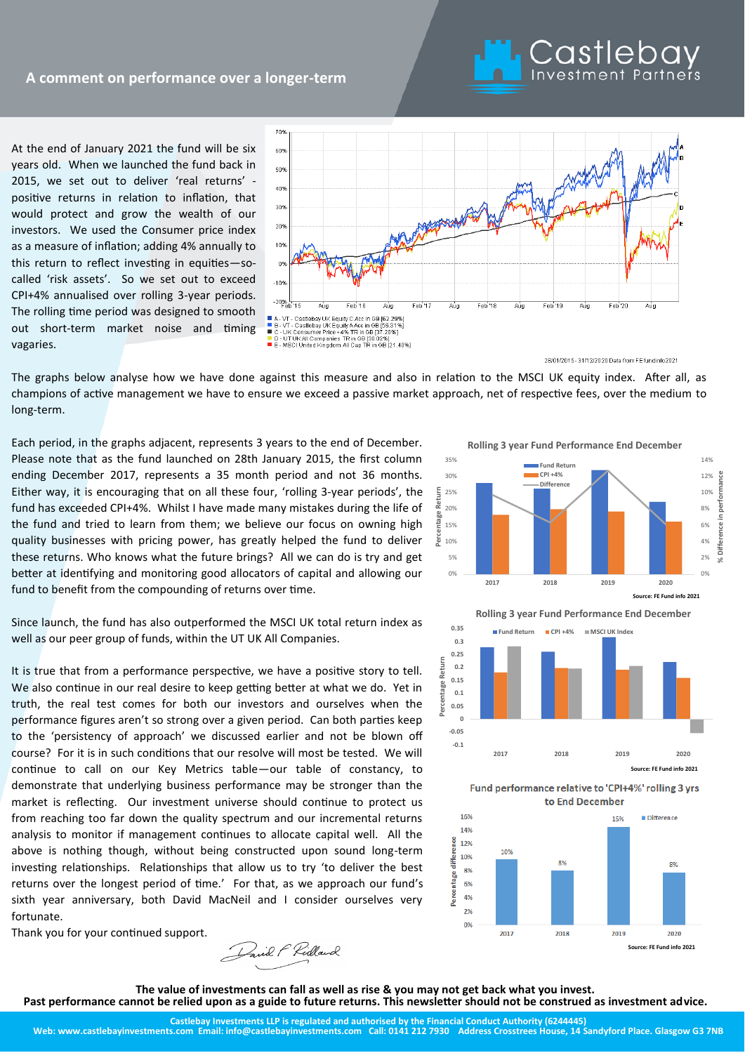## A comment on performance over a longer-term

At the end of January 2021 the fund will be six years old. When we launched the fund back in 2015, we set out to deliver 'real returns' - positive returns in relation to inflation, that would protect and grow the wealth of our investors. We used the Consumer price index as a measure of inflation; adding 4% annually to this return to reflect investing in equities—so-called 'risk assets'. So we set out to exceed CPI+4% annualised over rolling 3-year periods. The rolling time period was designed to smooth out short-term market noise and timing vagaries.

- A - VT - Castlebay UK Equity C Acc in GB [62.29%]
- B - VT - Castlebay UK Equity A Acc in GB [56.31%]
- C - UK Consumer Price+4% TR in GB [37.20%]
- D - UT UK All Companies TR in GB [30.02%]
- E - MSCI United Kingdom All Cap TR in GB [21.40%]

28/01/2015 - 31/12/2020 Data from FE fundinfo2021

The graphs below analyse how we have done against this measure and also in relation to the MSCI UK equity index. After all, as champions of active management we have to ensure we exceed a passive market approach, net of respective fees, over the medium to long-term.

Each period, in the graphs adjacent, represents 3 years to the end of December. Please note that as the fund launched on 28th January 2015, the first column ending December 2017, represents a 35 month period and not 36 months. Either way, it is encouraging that on all these four, 'rolling 3-year periods', the fund has exceeded CPI+4%. Whilst I have made many mistakes during the life of the fund and tried to learn from them; we believe our focus on owning high quality businesses with pricing power, has greatly helped the fund to deliver these returns. Who knows what the future brings? All we can do is try and get better at identifying and monitoring good allocators of capital and allowing our fund to benefit from the compounding of returns over time.

Since launch, the fund has also outperformed the MSCI UK total return index as well as our peer group of funds, within the UT UK All Companies.

It is true that from a performance perspective, we have a positive story to tell. We also continue in our real desire to keep getting better at what we do. Yet in truth, the real test comes for both our investors and ourselves when the performance figures aren't so strong over a given period. Can both parties keep to the 'persistency of approach' we discussed earlier and not be blown off course? For it is in such conditions that our resolve will most be tested. We will continue to call on our Key Metrics table—our table of constancy, to demonstrate that underlying business performance may be stronger than the market is reflecting. Our investment universe should continue to protect us from reaching too far down the quality spectrum and our incremental returns analysis to monitor if management continues to allocate capital well. All the above is nothing though, without being constructed upon sound long-term investing relationships. Relationships that allow us to try 'to deliver the best returns over the longest period of time.' For that, as we approach our fund's sixth year anniversary, both David MacNeil and I consider ourselves very fortunate.

Thank you for your continued support.

**Rolling 3 year Fund Performance End December**

Source: FE Fund info 2021

**Rolling 3 year Fund Performance End December**

Source: FE Fund info 2021

**Fund performance relative to 'CPI+4%' rolling 3 yrs to End December**

| | 2017 | 2018 | 2019 | 2020 |
|---|---|---|---|---|
| Difference | 10% | 8% | 15% | 8% |

Source: FE Fund info 2021

**The value of investments can fall as well as rise & you may not get back what you invest.**
**Past performance cannot be relied upon as a guide to future returns. This newsletter should not be construed as investment advice.**

Castlebay Investments LLP is regulated and authorised by the Financial Conduct Authority (6244445)
Web: www.castlebayinvestments.com Email: info@castlebayinvestments.com Call: 0141 212 7930 Address Crosstrees House, 14 Sandyford Place. Glasgow G3 7NB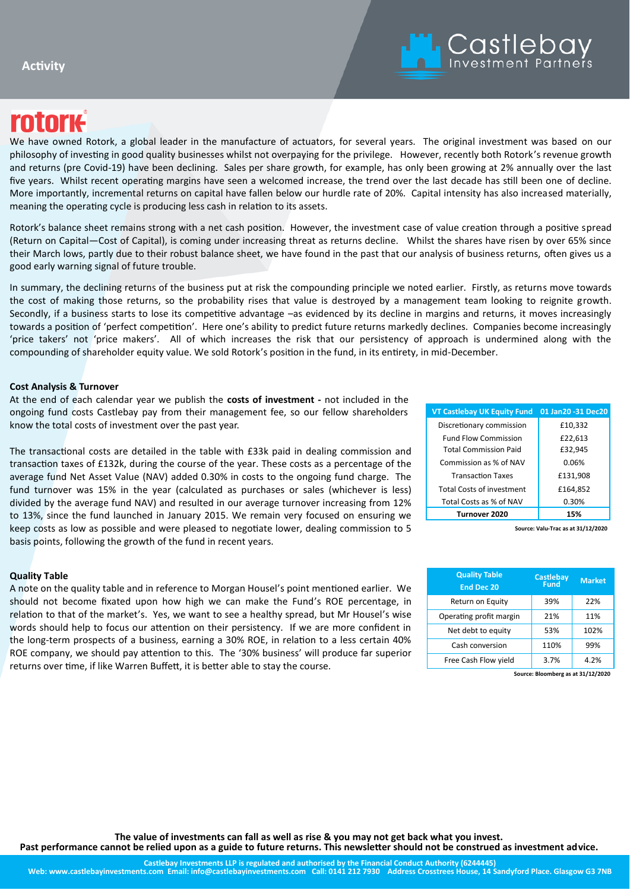Activity

Castlebay Investment Partners

# rotork

We have owned Rotork, a global leader in the manufacture of actuators, for several years. The original investment was based on our philosophy of investing in good quality businesses whilst not overpaying for the privilege. However, recently both Rotork's revenue growth and returns (pre Covid-19) have been declining. Sales per share growth, for example, has only been growing at 2% annually over the last five years. Whilst recent operating margins have seen a welcomed increase, the trend over the last decade has still been one of decline. More importantly, incremental returns on capital have fallen below our hurdle rate of 20%. Capital intensity has also increased materially, meaning the operating cycle is producing less cash in relation to its assets.

Rotork's balance sheet remains strong with a net cash position. However, the investment case of value creation through a positive spread (Return on Capital—Cost of Capital), is coming under increasing threat as returns decline. Whilst the shares have risen by over 65% since their March lows, partly due to their robust balance sheet, we have found in the past that our analysis of business returns, often gives us a good early warning signal of future trouble.

In summary, the declining returns of the business put at risk the compounding principle we noted earlier. Firstly, as returns move towards the cost of making those returns, so the probability rises that value is destroyed by a management team looking to reignite growth. Secondly, if a business starts to lose its competitive advantage –as evidenced by its decline in margins and returns, it moves increasingly towards a position of 'perfect competition'. Here one's ability to predict future returns markedly declines. Companies become increasingly 'price takers' not 'price makers'. All of which increases the risk that our persistency of approach is undermined along with the compounding of shareholder equity value. We sold Rotork's position in the fund, in its entirety, in mid-December.

### Cost Analysis & Turnover

At the end of each calendar year we publish the **costs of investment -** not included in the ongoing fund costs Castlebay pay from their management fee, so our fellow shareholders know the total costs of investment over the past year.

The transactional costs are detailed in the table with £33k paid in dealing commission and transaction taxes of £132k, during the course of the year. These costs as a percentage of the average fund Net Asset Value (NAV) added 0.30% in costs to the ongoing fund charge. The fund turnover was 15% in the year (calculated as purchases or sales (whichever is less) divided by the average fund NAV) and resulted in our average turnover increasing from 12% to 13%, since the fund launched in January 2015. We remain very focused on ensuring we keep costs as low as possible and were pleased to negotiate lower, dealing commission to 5 basis points, following the growth of the fund in recent years.

| VT Castlebay UK Equity Fund | 01 Jan20 -31 Dec20 |
|---|---|
| Discretionary commission | £10,332 |
| Fund Flow Commission | £22,613 |
| Total Commission Paid | £32,945 |
| Commission as % of NAV | 0.06% |
| Transaction Taxes | £131,908 |
| Total Costs of investment | £164,852 |
| Total Costs as % of NAV | 0.30% |
| **Turnover 2020** | **15%** |

Source: Valu-Trac as at 31/12/2020

### Quality Table

A note on the quality table and in reference to Morgan Housel's point mentioned earlier. We should not become fixated upon how high we can make the Fund's ROE percentage, in relation to that of the market's. Yes, we want to see a healthy spread, but Mr Housel's wise words should help to focus our attention on their persistency. If we are more confident in the long-term prospects of a business, earning a 30% ROE, in relation to a less certain 40% ROE company, we should pay attention to this. The '30% business' will produce far superior returns over time, if like Warren Buffett, it is better able to stay the course.

| Quality Table End Dec 20 | Castlebay Fund | Market |
|---|---|---|
| Return on Equity | 39% | 22% |
| Operating profit margin | 21% | 11% |
| Net debt to equity | 53% | 102% |
| Cash conversion | 110% | 99% |
| Free Cash Flow yield | 3.7% | 4.2% |

Source: Bloomberg as at 31/12/2020

**The value of investments can fall as well as rise & you may not get back what you invest.**
**Past performance cannot be relied upon as a guide to future returns. This newsletter should not be construed as investment advice.**

Castlebay Investments LLP is regulated and authorised by the Financial Conduct Authority (6244445)
Web: www.castlebayinvestments.com Email: info@castlebayinvestments.com Call: 0141 212 7930 Address Crosstrees House, 14 Sandyford Place. Glasgow G3 7NB